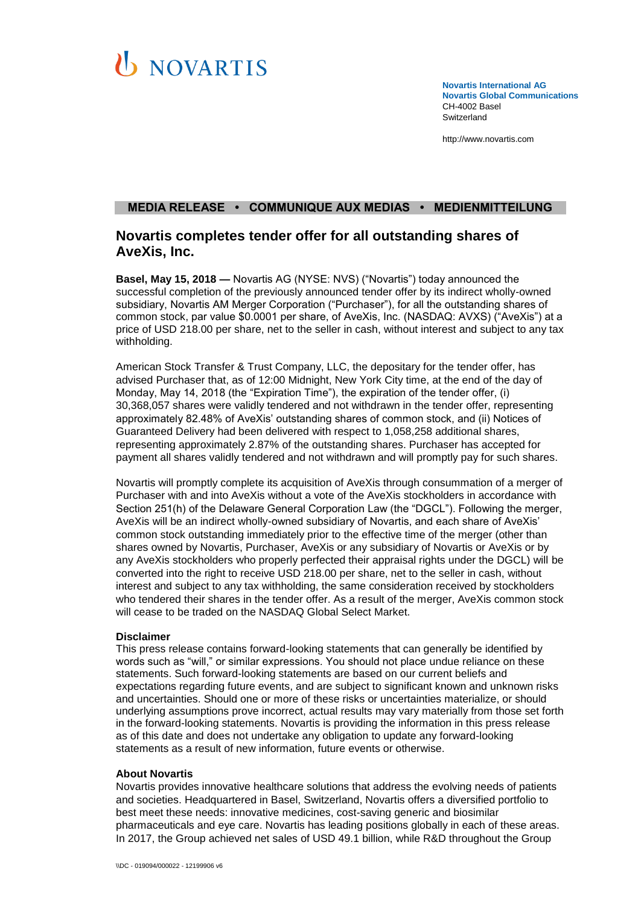NOVARTIS

**Novartis International AG**
**Novartis Global Communications**
CH-4002 Basel
Switzerland

http://www.novartis.com

**MEDIA RELEASE • COMMUNIQUE AUX MEDIAS • MEDIENMITTEILUNG**

# Novartis completes tender offer for all outstanding shares of AveXis, Inc.

**Basel, May 15, 2018 —** Novartis AG (NYSE: NVS) ("Novartis") today announced the successful completion of the previously announced tender offer by its indirect wholly-owned subsidiary, Novartis AM Merger Corporation ("Purchaser"), for all the outstanding shares of common stock, par value $0.0001 per share, of AveXis, Inc. (NASDAQ: AVXS) ("AveXis") at a price of USD 218.00 per share, net to the seller in cash, without interest and subject to any tax withholding.

American Stock Transfer & Trust Company, LLC, the depositary for the tender offer, has advised Purchaser that, as of 12:00 Midnight, New York City time, at the end of the day of Monday, May 14, 2018 (the "Expiration Time"), the expiration of the tender offer, (i) 30,368,057 shares were validly tendered and not withdrawn in the tender offer, representing approximately 82.48% of AveXis' outstanding shares of common stock, and (ii) Notices of Guaranteed Delivery had been delivered with respect to 1,058,258 additional shares, representing approximately 2.87% of the outstanding shares. Purchaser has accepted for payment all shares validly tendered and not withdrawn and will promptly pay for such shares.

Novartis will promptly complete its acquisition of AveXis through consummation of a merger of Purchaser with and into AveXis without a vote of the AveXis stockholders in accordance with Section 251(h) of the Delaware General Corporation Law (the "DGCL"). Following the merger, AveXis will be an indirect wholly-owned subsidiary of Novartis, and each share of AveXis' common stock outstanding immediately prior to the effective time of the merger (other than shares owned by Novartis, Purchaser, AveXis or any subsidiary of Novartis or AveXis or by any AveXis stockholders who properly perfected their appraisal rights under the DGCL) will be converted into the right to receive USD 218.00 per share, net to the seller in cash, without interest and subject to any tax withholding, the same consideration received by stockholders who tendered their shares in the tender offer. As a result of the merger, AveXis common stock will cease to be traded on the NASDAQ Global Select Market.

**Disclaimer**
This press release contains forward-looking statements that can generally be identified by words such as "will," or similar expressions. You should not place undue reliance on these statements. Such forward-looking statements are based on our current beliefs and expectations regarding future events, and are subject to significant known and unknown risks and uncertainties. Should one or more of these risks or uncertainties materialize, or should underlying assumptions prove incorrect, actual results may vary materially from those set forth in the forward-looking statements. Novartis is providing the information in this press release as of this date and does not undertake any obligation to update any forward-looking statements as a result of new information, future events or otherwise.

**About Novartis**
Novartis provides innovative healthcare solutions that address the evolving needs of patients and societies. Headquartered in Basel, Switzerland, Novartis offers a diversified portfolio to best meet these needs: innovative medicines, cost-saving generic and biosimilar pharmaceuticals and eye care. Novartis has leading positions globally in each of these areas. In 2017, the Group achieved net sales of USD 49.1 billion, while R&D throughout the Group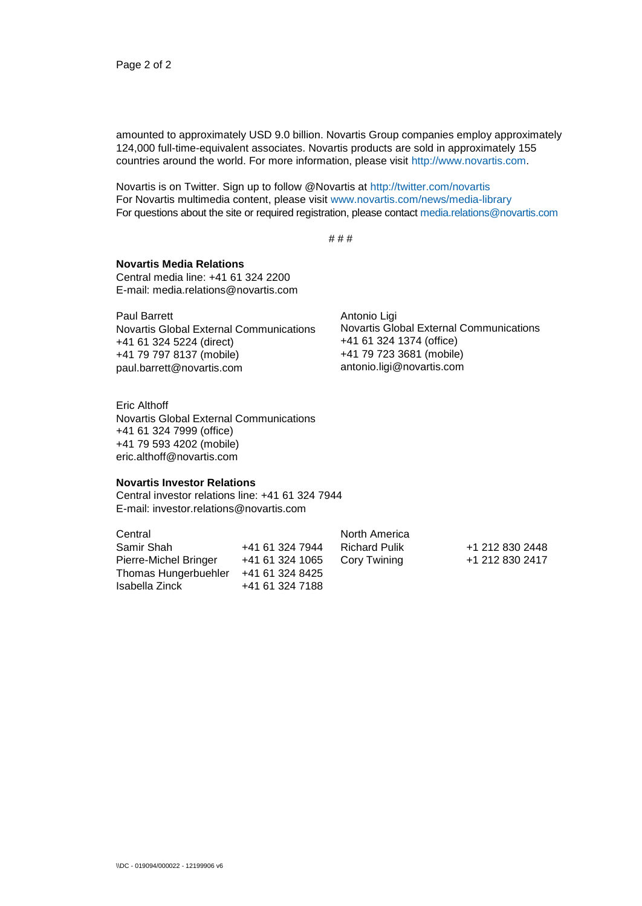amounted to approximately USD 9.0 billion. Novartis Group companies employ approximately 124,000 full-time-equivalent associates. Novartis products are sold in approximately 155 countries around the world. For more information, please visit http://www.novartis.com.

Novartis is on Twitter. Sign up to follow @Novartis at http://twitter.com/novartis
For Novartis multimedia content, please visit www.novartis.com/news/media-library
For questions about the site or required registration, please contact media.relations@novartis.com

# # #

**Novartis Media Relations**
Central media line: +41 61 324 2200
E-mail: media.relations@novartis.com

Paul Barrett
Novartis Global External Communications
+41 61 324 5224 (direct)
+41 79 797 8137 (mobile)
paul.barrett@novartis.com

Antonio Ligi
Novartis Global External Communications
+41 61 324 1374 (office)
+41 79 723 3681 (mobile)
antonio.ligi@novartis.com

Eric Althoff
Novartis Global External Communications
+41 61 324 7999 (office)
+41 79 593 4202 (mobile)
eric.althoff@novartis.com

**Novartis Investor Relations**
Central investor relations line: +41 61 324 7944
E-mail: investor.relations@novartis.com

| | | | |
|---|---|---|---|
| Central | | North America | |
| Samir Shah | +41 61 324 7944 | Richard Pulik | +1 212 830 2448 |
| Pierre-Michel Bringer | +41 61 324 1065 | Cory Twining | +1 212 830 2417 |
| Thomas Hungerbuehler | +41 61 324 8425 | | |
| Isabella Zinck | +41 61 324 7188 | | |

\\DC - 019094/000022 - 12199906 v6